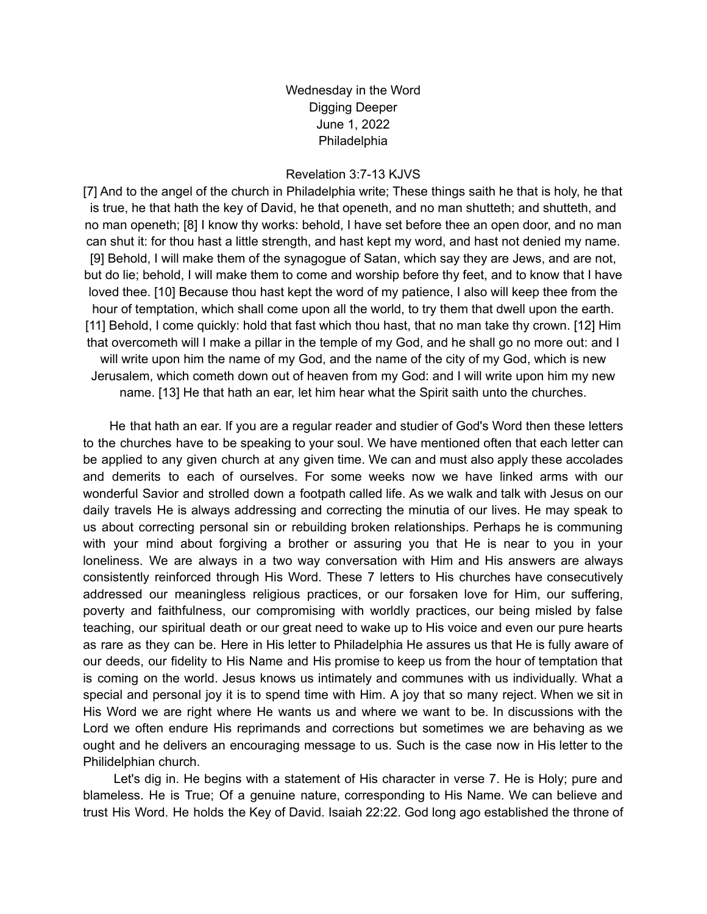Wednesday in the Word
Digging Deeper
June 1, 2022
Philadelphia

Revelation 3:7-13 KJVS

[7] And to the angel of the church in Philadelphia write; These things saith he that is holy, he that is true, he that hath the key of David, he that openeth, and no man shutteth; and shutteth, and no man openeth; [8] I know thy works: behold, I have set before thee an open door, and no man can shut it: for thou hast a little strength, and hast kept my word, and hast not denied my name. [9] Behold, I will make them of the synagogue of Satan, which say they are Jews, and are not, but do lie; behold, I will make them to come and worship before thy feet, and to know that I have loved thee. [10] Because thou hast kept the word of my patience, I also will keep thee from the hour of temptation, which shall come upon all the world, to try them that dwell upon the earth. [11] Behold, I come quickly: hold that fast which thou hast, that no man take thy crown. [12] Him that overcometh will I make a pillar in the temple of my God, and he shall go no more out: and I will write upon him the name of my God, and the name of the city of my God, which is new Jerusalem, which cometh down out of heaven from my God: and I will write upon him my new name. [13] He that hath an ear, let him hear what the Spirit saith unto the churches.

He that hath an ear. If you are a regular reader and studier of God's Word then these letters to the churches have to be speaking to your soul. We have mentioned often that each letter can be applied to any given church at any given time. We can and must also apply these accolades and demerits to each of ourselves. For some weeks now we have linked arms with our wonderful Savior and strolled down a footpath called life. As we walk and talk with Jesus on our daily travels He is always addressing and correcting the minutia of our lives. He may speak to us about correcting personal sin or rebuilding broken relationships. Perhaps he is communing with your mind about forgiving a brother or assuring you that He is near to you in your loneliness. We are always in a two way conversation with Him and His answers are always consistently reinforced through His Word. These 7 letters to His churches have consecutively addressed our meaningless religious practices, or our forsaken love for Him, our suffering, poverty and faithfulness, our compromising with worldly practices, our being misled by false teaching, our spiritual death or our great need to wake up to His voice and even our pure hearts as rare as they can be. Here in His letter to Philadelphia He assures us that He is fully aware of our deeds, our fidelity to His Name and His promise to keep us from the hour of temptation that is coming on the world. Jesus knows us intimately and communes with us individually. What a special and personal joy it is to spend time with Him. A joy that so many reject. When we sit in His Word we are right where He wants us and where we want to be. In discussions with the Lord we often endure His reprimands and corrections but sometimes we are behaving as we ought and he delivers an encouraging message to us. Such is the case now in His letter to the Philidelphian church.

Let's dig in. He begins with a statement of His character in verse 7. He is Holy; pure and blameless. He is True; Of a genuine nature, corresponding to His Name. We can believe and trust His Word. He holds the Key of David. Isaiah 22:22. God long ago established the throne of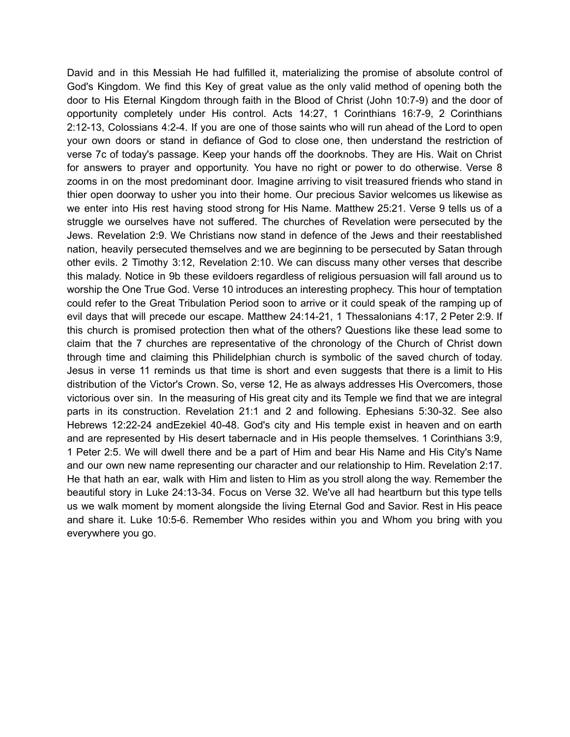David and in this Messiah He had fulfilled it, materializing the promise of absolute control of God's Kingdom. We find this Key of great value as the only valid method of opening both the door to His Eternal Kingdom through faith in the Blood of Christ (John 10:7-9) and the door of opportunity completely under His control. Acts 14:27, 1 Corinthians 16:7-9, 2 Corinthians 2:12-13, Colossians 4:2-4. If you are one of those saints who will run ahead of the Lord to open your own doors or stand in defiance of God to close one, then understand the restriction of verse 7c of today's passage. Keep your hands off the doorknobs. They are His. Wait on Christ for answers to prayer and opportunity. You have no right or power to do otherwise. Verse 8 zooms in on the most predominant door. Imagine arriving to visit treasured friends who stand in thier open doorway to usher you into their home. Our precious Savior welcomes us likewise as we enter into His rest having stood strong for His Name. Matthew 25:21. Verse 9 tells us of a struggle we ourselves have not suffered. The churches of Revelation were persecuted by the Jews. Revelation 2:9. We Christians now stand in defence of the Jews and their reestablished nation, heavily persecuted themselves and we are beginning to be persecuted by Satan through other evils. 2 Timothy 3:12, Revelation 2:10. We can discuss many other verses that describe this malady. Notice in 9b these evildoers regardless of religious persuasion will fall around us to worship the One True God. Verse 10 introduces an interesting prophecy. This hour of temptation could refer to the Great Tribulation Period soon to arrive or it could speak of the ramping up of evil days that will precede our escape. Matthew 24:14-21, 1 Thessalonians 4:17, 2 Peter 2:9. If this church is promised protection then what of the others? Questions like these lead some to claim that the 7 churches are representative of the chronology of the Church of Christ down through time and claiming this Philidelphian church is symbolic of the saved church of today. Jesus in verse 11 reminds us that time is short and even suggests that there is a limit to His distribution of the Victor's Crown. So, verse 12, He as always addresses His Overcomers, those victorious over sin. In the measuring of His great city and its Temple we find that we are integral parts in its construction. Revelation 21:1 and 2 and following. Ephesians 5:30-32. See also Hebrews 12:22-24 andEzekiel 40-48. God's city and His temple exist in heaven and on earth and are represented by His desert tabernacle and in His people themselves. 1 Corinthians 3:9, 1 Peter 2:5. We will dwell there and be a part of Him and bear His Name and His City's Name and our own new name representing our character and our relationship to Him. Revelation 2:17. He that hath an ear, walk with Him and listen to Him as you stroll along the way. Remember the beautiful story in Luke 24:13-34. Focus on Verse 32. We've all had heartburn but this type tells us we walk moment by moment alongside the living Eternal God and Savior. Rest in His peace and share it. Luke 10:5-6. Remember Who resides within you and Whom you bring with you everywhere you go.